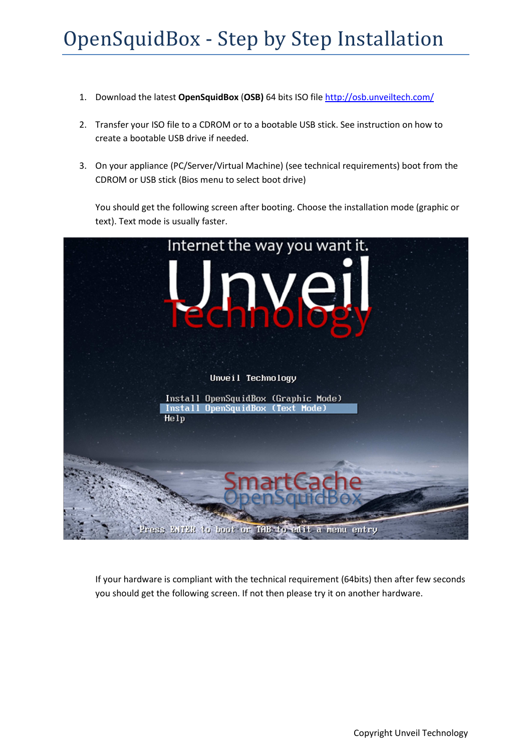# OpenSquidBox - Step by Step Installation

1. Download the latest **OpenSquidBox** (**OSB)** 64 bits ISO file [http://osb.unveiltech.com/](http://osb.unveiltech.com/)

2. Transfer your ISO file to a CDROM or to a bootable USB stick. See instruction on how to create a bootable USB drive if needed.

3. On your appliance (PC/Server/Virtual Machine) (see technical requirements) boot from the CDROM or USB stick (Bios menu to select boot drive)

   You should get the following screen after booting. Choose the installation mode (graphic or text). Text mode is usually faster.

   If your hardware is compliant with the technical requirement (64bits) then after few seconds you should get the following screen. If not then please try it on another hardware.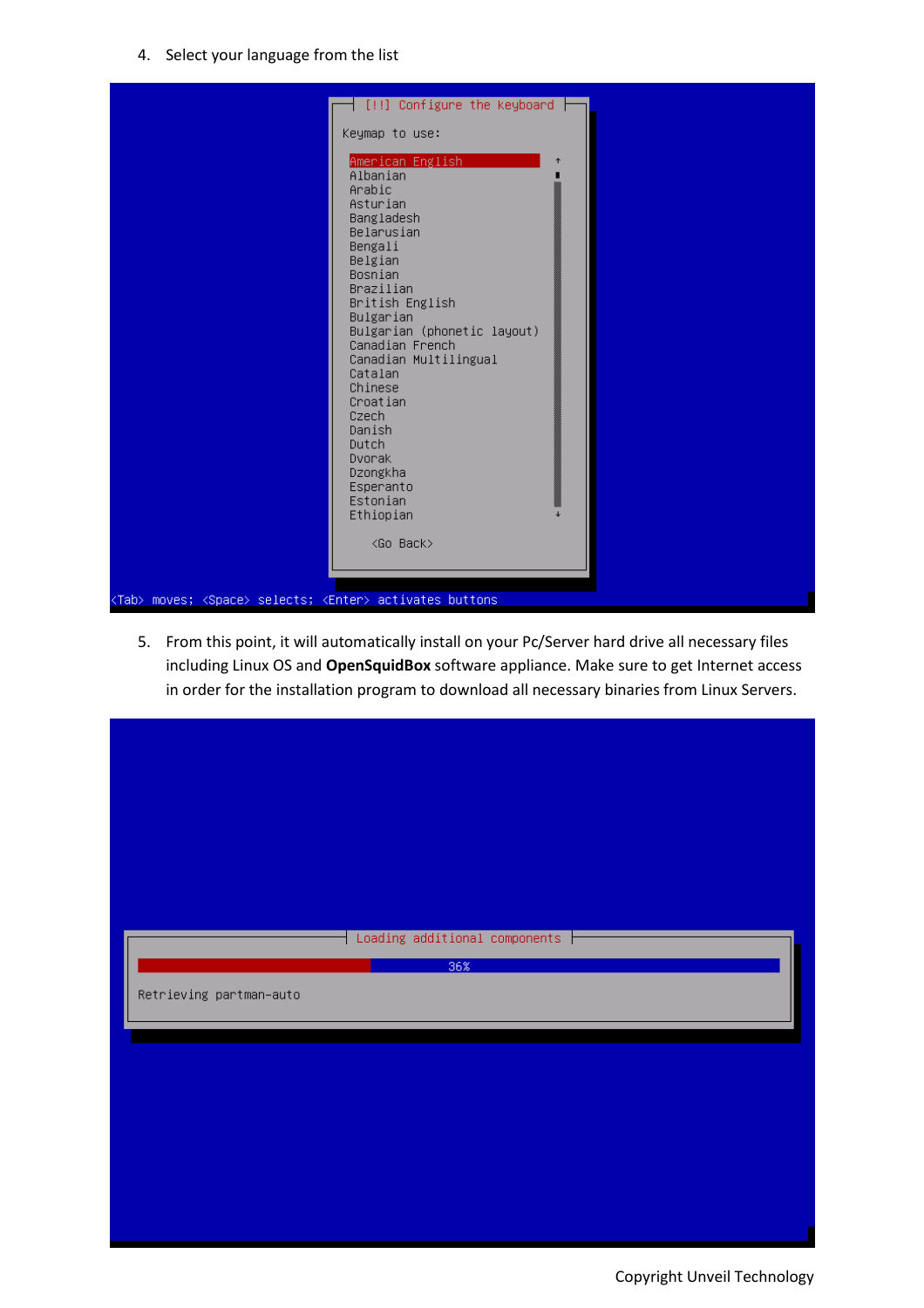4. Select your language from the list

```
[!!] Configure the keyboard

Keymap to use:

American English
Albanian
Arabic
Asturian
Bangladesh
Belarusian
Bengali
Belgian
Bosnian
Brazilian
British English
Bulgarian
Bulgarian (phonetic layout)
Canadian French
Canadian Multilingual
Catalan
Chinese
Croatian
Czech
Danish
Dutch
Dvorak
Dzongkha
Esperanto
Estonian
Ethiopian

<Go Back>

<Tab> moves; <Space> selects; <Enter> activates buttons
```

5. From this point, it will automatically install on your Pc/Server hard drive all necessary files including Linux OS and **OpenSquidBox** software appliance. Make sure to get Internet access in order for the installation program to download all necessary binaries from Linux Servers.

```
Loading additional components

36%

Retrieving partman-auto
```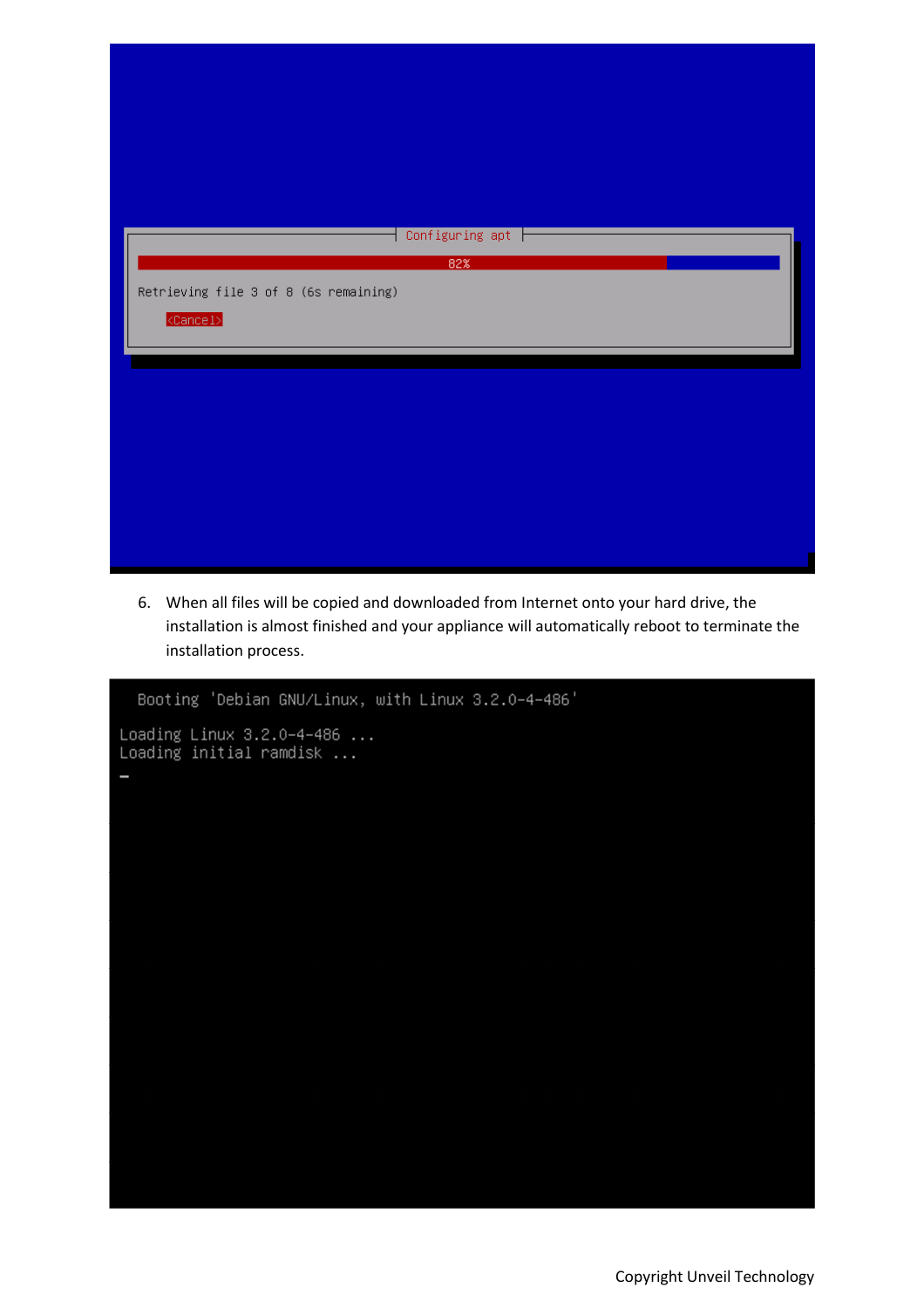```
Configuring apt

82%

Retrieving file 3 of 8 (6s remaining)

<Cancel>
```

6. When all files will be copied and downloaded from Internet onto your hard drive, the installation is almost finished and your appliance will automatically reboot to terminate the installation process.

```
Booting 'Debian GNU/Linux, with Linux 3.2.0-4-486'

Loading Linux 3.2.0-4-486 ...
Loading initial ramdisk ...
_
```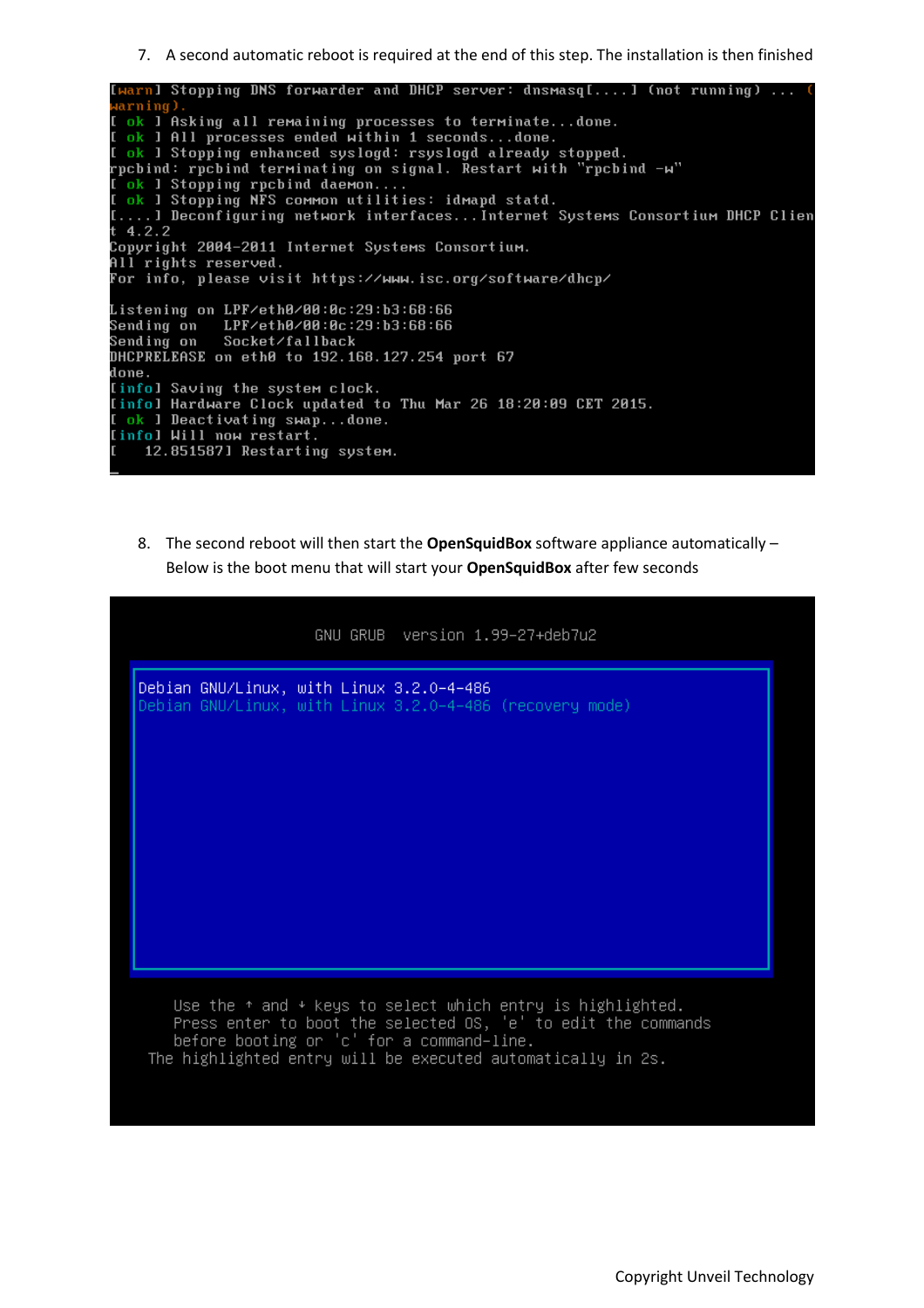7. A second automatic reboot is required at the end of this step. The installation is then finished

```
[warn] Stopping DNS forwarder and DHCP server: dnsmasq[....] (not running) ... (
warning).
[ ok ] Asking all remaining processes to terminate...done.
[ ok ] All processes ended within 1 seconds...done.
[ ok ] Stopping enhanced syslogd: rsyslogd already stopped.
rpcbind: rpcbind terminating on signal. Restart with "rpcbind -w"
[ ok ] Stopping rpcbind daemon....
[ ok ] Stopping NFS common utilities: idmapd statd.
[....] Deconfiguring network interfaces...Internet Systems Consortium DHCP Clien
t 4.2.2
Copyright 2004-2011 Internet Systems Consortium.
All rights reserved.
For info, please visit https://www.isc.org/software/dhcp/

Listening on LPF/eth0/00:0c:29:b3:68:66
Sending on   LPF/eth0/00:0c:29:b3:68:66
Sending on   Socket/fallback
DHCPRELEASE on eth0 to 192.168.127.254 port 67
done.
[info] Saving the system clock.
[info] Hardware Clock updated to Thu Mar 26 18:20:09 CET 2015.
[ ok ] Deactivating swap...done.
[info] Will now restart.
[   12.851587] Restarting system.
_
```

8. The second reboot will then start the **OpenSquidBox** software appliance automatically – Below is the boot menu that will start your **OpenSquidBox** after few seconds

```
GNU GRUB  version 1.99-27+deb7u2

Debian GNU/Linux, with Linux 3.2.0-4-486
Debian GNU/Linux, with Linux 3.2.0-4-486 (recovery mode)

   Use the ↑ and ↓ keys to select which entry is highlighted.
   Press enter to boot the selected OS, 'e' to edit the commands
   before booting or 'c' for a command-line.
The highlighted entry will be executed automatically in 2s.
```

Copyright Unveil Technology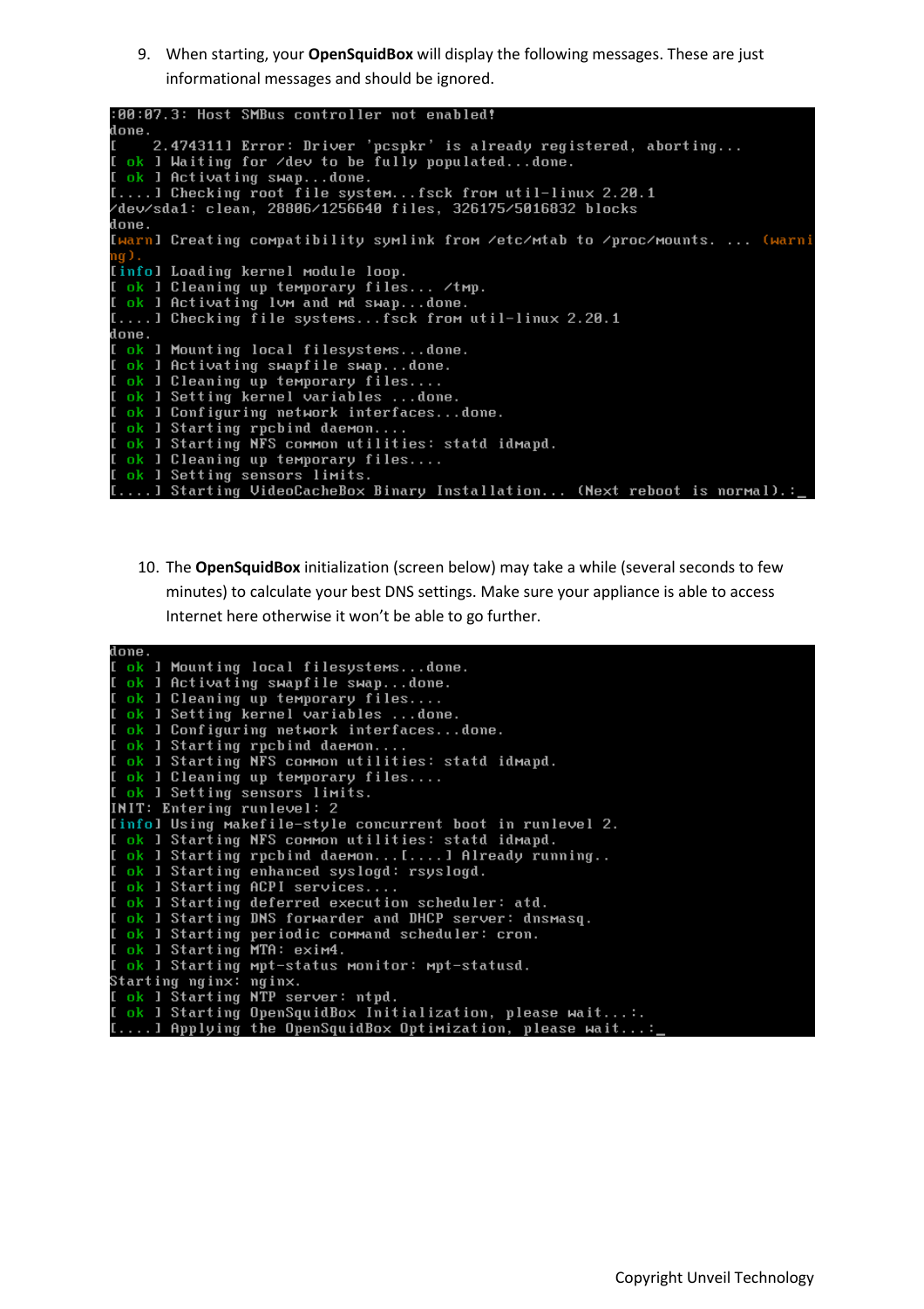9. When starting, your **OpenSquidBox** will display the following messages. These are just informational messages and should be ignored.

```
:00:07.3: Host SMBus controller not enabled!
done.
[    2.474311] Error: Driver 'pcspkr' is already registered, aborting...
[ ok ] Waiting for /dev to be fully populated...done.
[ ok ] Activating swap...done.
[....] Checking root file system...fsck from util-linux 2.20.1
/dev/sda1: clean, 28806/1256640 files, 326175/5016832 blocks
done.
[warn] Creating compatibility symlink from /etc/mtab to /proc/mounts. ... (warni
ng).
[info] Loading kernel module loop.
[ ok ] Cleaning up temporary files... /tmp.
[ ok ] Activating lvm and md swap...done.
[....] Checking file systems...fsck from util-linux 2.20.1
done.
[ ok ] Mounting local filesystems...done.
[ ok ] Activating swapfile swap...done.
[ ok ] Cleaning up temporary files....
[ ok ] Setting kernel variables ...done.
[ ok ] Configuring network interfaces...done.
[ ok ] Starting rpcbind daemon....
[ ok ] Starting NFS common utilities: statd idmapd.
[ ok ] Cleaning up temporary files....
[ ok ] Setting sensors limits.
[....] Starting VideoCacheBox Binary Installation... (Next reboot is normal).:_
```

10. The **OpenSquidBox** initialization (screen below) may take a while (several seconds to few minutes) to calculate your best DNS settings. Make sure your appliance is able to access Internet here otherwise it won't be able to go further.

```
done.
[ ok ] Mounting local filesystems...done.
[ ok ] Activating swapfile swap...done.
[ ok ] Cleaning up temporary files....
[ ok ] Setting kernel variables ...done.
[ ok ] Configuring network interfaces...done.
[ ok ] Starting rpcbind daemon....
[ ok ] Starting NFS common utilities: statd idmapd.
[ ok ] Cleaning up temporary files....
[ ok ] Setting sensors limits.
INIT: Entering runlevel: 2
[info] Using makefile-style concurrent boot in runlevel 2.
[ ok ] Starting NFS common utilities: statd idmapd.
[ ok ] Starting rpcbind daemon...[....] Already running..
[ ok ] Starting enhanced syslogd: rsyslogd.
[ ok ] Starting ACPI services....
[ ok ] Starting deferred execution scheduler: atd.
[ ok ] Starting DNS forwarder and DHCP server: dnsmasq.
[ ok ] Starting periodic command scheduler: cron.
[ ok ] Starting MTA: exim4.
[ ok ] Starting mpt-status monitor: mpt-statusd.
Starting nginx: nginx.
[ ok ] Starting NTP server: ntpd.
[ ok ] Starting OpenSquidBox Initialization, please wait...:.
[....] Applying the OpenSquidBox Optimization, please wait...:_
```

Copyright Unveil Technology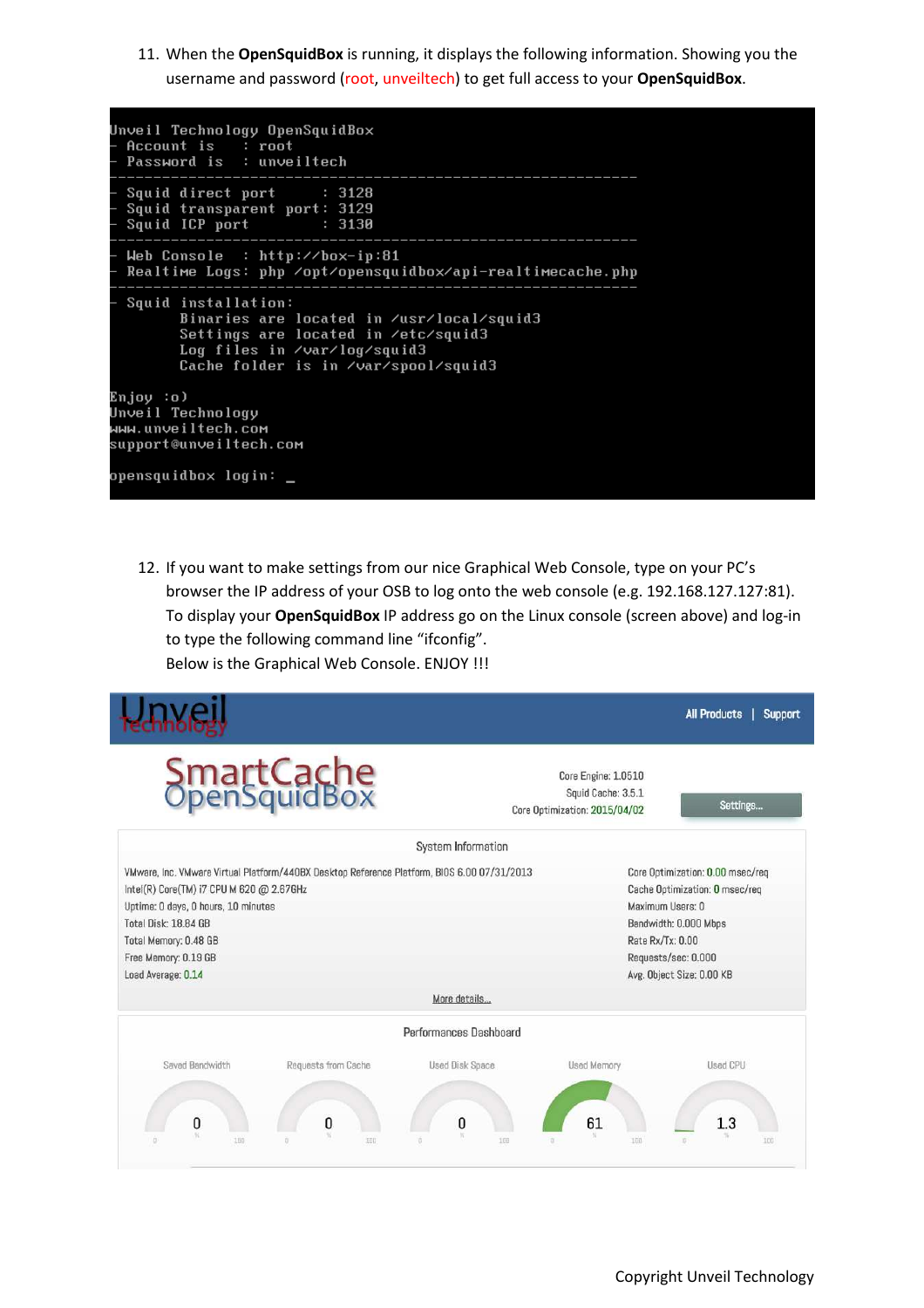11. When the **OpenSquidBox** is running, it displays the following information. Showing you the username and password (root, unveiltech) to get full access to your **OpenSquidBox**.

```
Unveil Technology OpenSquidBox
- Account is    : root
- Password is   : unveiltech
------------------------------------------------------------
- Squid direct port      : 3128
- Squid transparent port: 3129
- Squid ICP port         : 3130
------------------------------------------------------------
- Web Console  : http://box-ip:81
- Realtime Logs: php /opt/opensquidbox/api-realtimecache.php
------------------------------------------------------------
- Squid installation:
        Binaries are located in /usr/local/squid3
        Settings are located in /etc/squid3
        Log files in /var/log/squid3
        Cache folder is in /var/spool/squid3

Enjoy :o)
Unveil Technology
www.unveiltech.com
support@unveiltech.com

opensquidbox login: _
```

12. If you want to make settings from our nice Graphical Web Console, type on your PC's browser the IP address of your OSB to log onto the web console (e.g. 192.168.127.127:81). To display your **OpenSquidBox** IP address go on the Linux console (screen above) and log-in to type the following command line "ifconfig".
    Below is the Graphical Web Console. ENJOY !!!

Unveil Technology — All Products | Support

SmartCache OpenSquidBox

Core Engine: 1.0510
Squid Cache: 3.5.1
Core Optimization: 2015/04/02

Settings...

**System Information**

VMware, Inc. VMware Virtual Platform/440BX Desktop Reference Platform, BIOS 6.00 07/31/2013
Intel(R) Core(TM) i7 CPU M 620 @ 2.67GHz
Uptime: 0 days, 0 hours, 10 minutes
Total Disk: 18.84 GB
Total Memory: 0.48 GB
Free Memory: 0.19 GB
Load Average: 0.14

Core Optimization: 0.00 msec/req
Cache Optimization: 0 msec/req
Maximum Users: 0
Bandwidth: 0.000 Mbps
Rate Rx/Tx: 0.00
Requests/sec: 0.000
Avg. Object Size: 0.00 KB

More details...

**Performances Dashboard**

| Saved Bandwidth | Requests from Cache | Used Disk Space | Used Memory | Used CPU |
|---|---|---|---|---|
| 0 | 0 | 0 | 61 | 1.3 |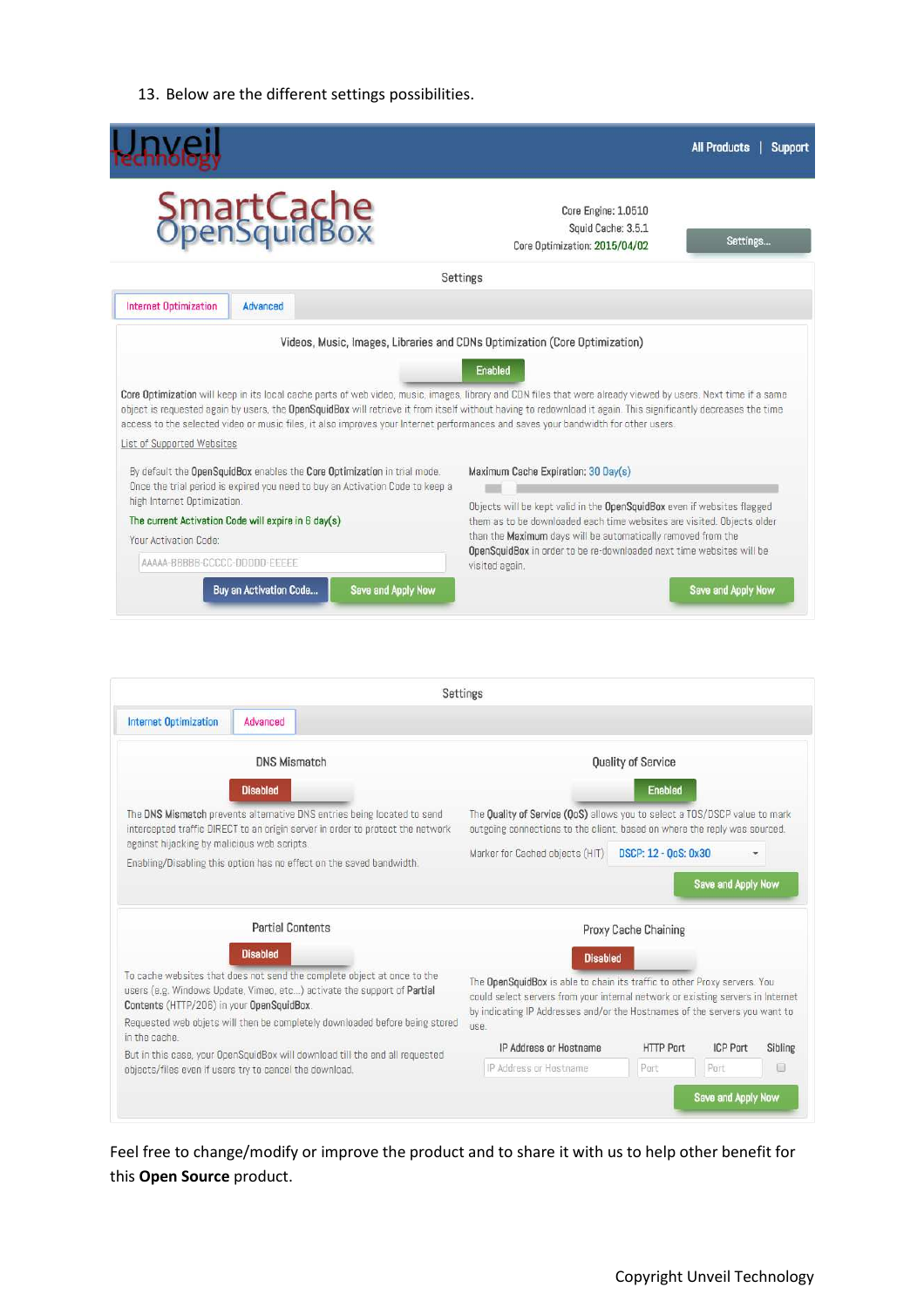13. Below are the different settings possibilities.

Unveil Technology

All Products | Support

SmartCache OpenSquidBox

Core Engine: 1.0510
Squid Cache: 3.5.1
Core Optimization: 2015/04/02

Settings...

Settings

Internet Optimization | Advanced

Videos, Music, Images, Libraries and CDNs Optimization (Core Optimization)

Enabled

Core Optimization will keep in its local cache parts of web video, music, images, library and CDN files that were already viewed by users. Next time if a same object is requested again by users, the OpenSquidBox will retrieve it from itself without having to redownload it again. This significantly decreases the time access to the selected video or music files, it also improves your Internet performances and saves your bandwidth for other users.

List of Supported Websites

By default the OpenSquidBox enables the Core Optimization in trial mode. Once the trial period is expired you need to buy an Activation Code to keep a high Internet Optimization.

The current Activation Code will expire in 6 day(s)

Your Activation Code:

AAAAA-BBBBB-CCCCC-DDDDD-EEEEE

Buy an Activation Code... | Save and Apply Now

Maximum Cache Expiration: 30 Day(s)

Objects will be kept valid in the OpenSquidBox even if websites flagged them as to be downloaded each time websites are visited. Objects older than the Maximum days will be automatically removed from the OpenSquidBox in order to be re-downloaded next time websites will be visited again.

Save and Apply Now

Settings

Internet Optimization | Advanced

DNS Mismatch

Disabled

The DNS Mismatch prevents alternative DNS entries being located to send intercepted traffic DIRECT to an origin server in order to protect the network against hijacking by malicious web scripts.

Enabling/Disabling this option has no effect on the saved bandwidth.

Quality of Service

Enabled

The Quality of Service (QoS) allows you to select a TOS/DSCP value to mark outgoing connections to the client, based on where the reply was sourced.

Marker for Cached objects (HIT) DSCP: 12 - QoS: 0x30

Save and Apply Now

Partial Contents

Disabled

To cache websites that does not send the complete object at once to the users (e.g. Windows Update, Vimeo, etc...) activate the support of Partial Contents (HTTP/206) in your OpenSquidBox.

Requested web objets will then be completely downloaded before being stored in the cache.

But in this case, your OpenSquidBox will download till the end all requested objects/files even if users try to cancel the download.

Proxy Cache Chaining

Disabled

The OpenSquidBox is able to chain its traffic to other Proxy servers. You could select servers from your internal network or existing servers in Internet by indicating IP Addresses and/or the Hostnames of the servers you want to use.

| IP Address or Hostname | HTTP Port | ICP Port | Sibling |
|---|---|---|---|
| IP Address or Hostname | Port | Port | ☐ |

Save and Apply Now

Feel free to change/modify or improve the product and to share it with us to help other benefit for this **Open Source** product.

Copyright Unveil Technology